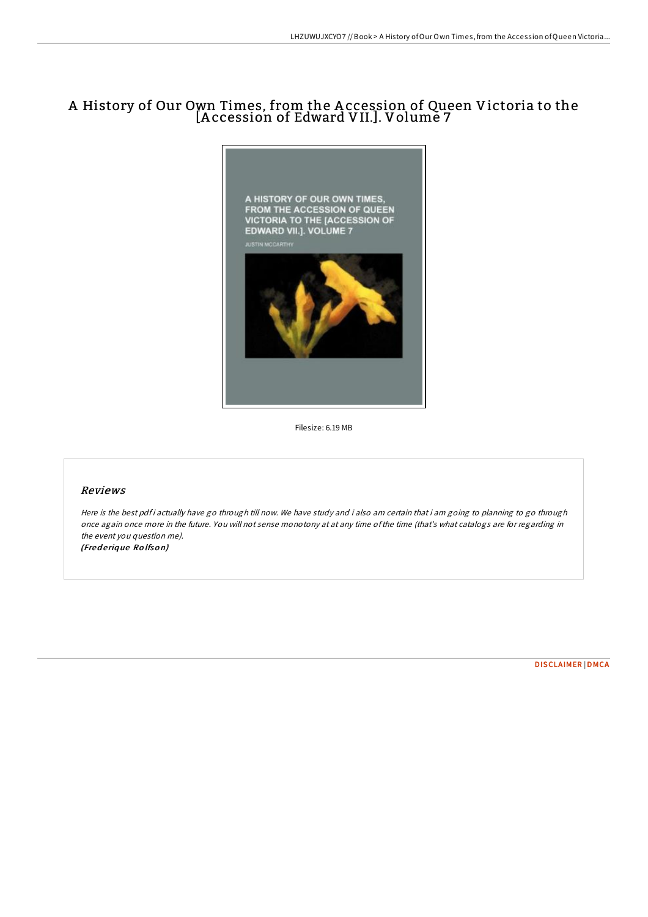# A History of Our Own Times, from the Accession of Queen Victoria to the [Accession of Edward VII.]. Volume 7

Filesize: 6.19 MB

## *Reviews*

*Here is the best pdf i actually have go through till now. We have study and i also am certain that i am going to planning to go through once again once more in the future. You will not sense monotony at at any time of the time (that's what catalogs are for regarding in the event you question me).*
*(Frederique Rolfson)*

DISCLAIMER | DMCA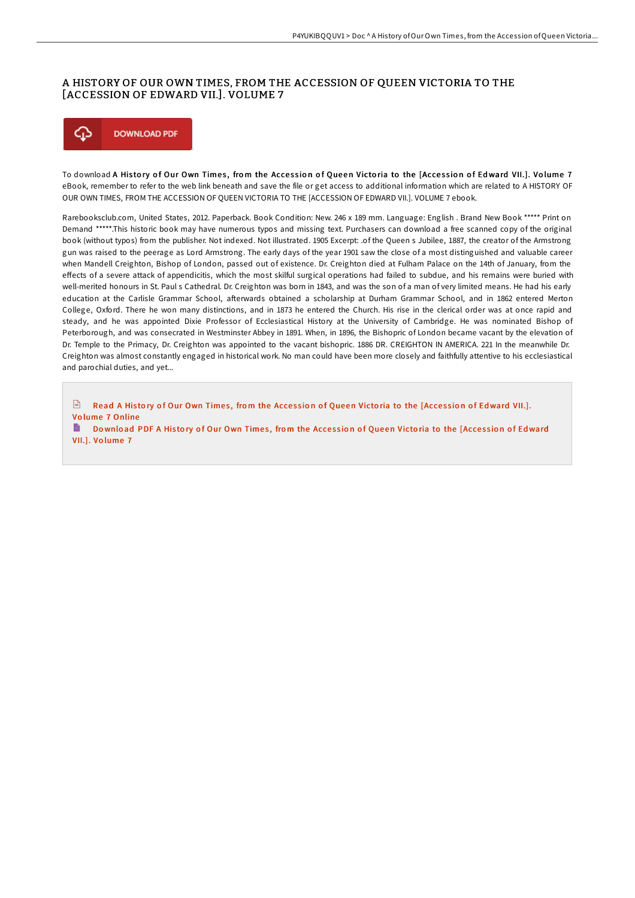# A HISTORY OF OUR OWN TIMES, FROM THE ACCESSION OF QUEEN VICTORIA TO THE [ACCESSION OF EDWARD VII.]. VOLUME 7

DOWNLOAD PDF

To download **A History of Our Own Times, from the Accession of Queen Victoria to the [Accession of Edward VII.]. Volume 7** eBook, remember to refer to the web link beneath and save the file or get access to additional information which are related to A HISTORY OF OUR OWN TIMES, FROM THE ACCESSION OF QUEEN VICTORIA TO THE [ACCESSION OF EDWARD VII.]. VOLUME 7 ebook.

Rarebooksclub.com, United States, 2012. Paperback. Book Condition: New. 246 x 189 mm. Language: English . Brand New Book ***** Print on Demand *****.This historic book may have numerous typos and missing text. Purchasers can download a free scanned copy of the original book (without typos) from the publisher. Not indexed. Not illustrated. 1905 Excerpt: .of the Queen s Jubilee, 1887, the creator of the Armstrong gun was raised to the peerage as Lord Armstrong. The early days of the year 1901 saw the close of a most distinguished and valuable career when Mandell Creighton, Bishop of London, passed out of existence. Dr. Creighton died at Fulham Palace on the 14th of January, from the effects of a severe attack of appendicitis, which the most skilful surgical operations had failed to subdue, and his remains were buried with well-merited honours in St. Paul s Cathedral. Dr. Creighton was born in 1843, and was the son of a man of very limited means. He had his early education at the Carlisle Grammar School, afterwards obtained a scholarship at Durham Grammar School, and in 1862 entered Merton College, Oxford. There he won many distinctions, and in 1873 he entered the Church. His rise in the clerical order was at once rapid and steady, and he was appointed Dixie Professor of Ecclesiastical History at the University of Cambridge. He was nominated Bishop of Peterborough, and was consecrated in Westminster Abbey in 1891. When, in 1896, the Bishopric of London became vacant by the elevation of Dr. Temple to the Primacy, Dr. Creighton was appointed to the vacant bishopric. 1886 DR. CREIGHTON IN AMERICA. 221 In the meanwhile Dr. Creighton was almost constantly engaged in historical work. No man could have been more closely and faithfully attentive to his ecclesiastical and parochial duties, and yet...

Read A History of Our Own Times, from the Accession of Queen Victoria to the [Accession of Edward VII.]. Volume 7 Online

Download PDF A History of Our Own Times, from the Accession of Queen Victoria to the [Accession of Edward VII.]. Volume 7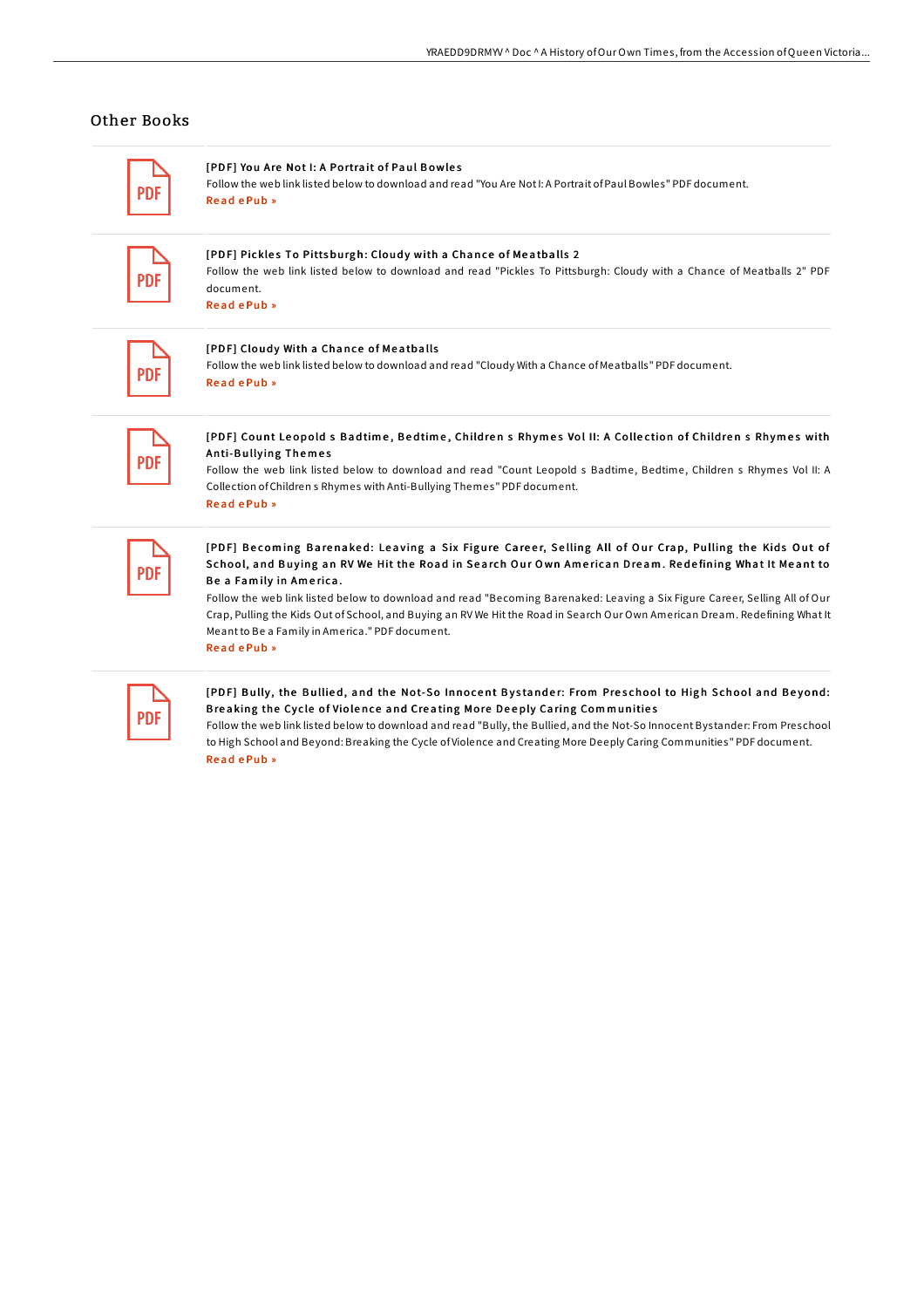## Other Books

**[PDF] You Are Not I: A Portrait of Paul Bowles**

Follow the web link listed below to download and read "You Are Not I: A Portrait of Paul Bowles" PDF document.

Read ePub »

**[PDF] Pickles To Pittsburgh: Cloudy with a Chance of Meatballs 2**

Follow the web link listed below to download and read "Pickles To Pittsburgh: Cloudy with a Chance of Meatballs 2" PDF document.

Read ePub »

**[PDF] Cloudy With a Chance of Meatballs**

Follow the web link listed below to download and read "Cloudy With a Chance of Meatballs" PDF document.

Read ePub »

**[PDF] Count Leopold s Badtime, Bedtime, Children s Rhymes Vol II: A Collection of Children s Rhymes with Anti-Bullying Themes**

Follow the web link listed below to download and read "Count Leopold s Badtime, Bedtime, Children s Rhymes Vol II: A Collection of Children s Rhymes with Anti-Bullying Themes" PDF document.

Read ePub »

**[PDF] Becoming Barenaked: Leaving a Six Figure Career, Selling All of Our Crap, Pulling the Kids Out of School, and Buying an RV We Hit the Road in Search Our Own American Dream. Redefining What It Meant to Be a Family in America.**

Follow the web link listed below to download and read "Becoming Barenaked: Leaving a Six Figure Career, Selling All of Our Crap, Pulling the Kids Out of School, and Buying an RV We Hit the Road in Search Our Own American Dream. Redefining What It Meant to Be a Family in America." PDF document.

Read ePub »

**[PDF] Bully, the Bullied, and the Not-So Innocent Bystander: From Preschool to High School and Beyond: Breaking the Cycle of Violence and Creating More Deeply Caring Communities**

Follow the web link listed below to download and read "Bully, the Bullied, and the Not-So Innocent Bystander: From Preschool to High School and Beyond: Breaking the Cycle of Violence and Creating More Deeply Caring Communities" PDF document.

Read ePub »